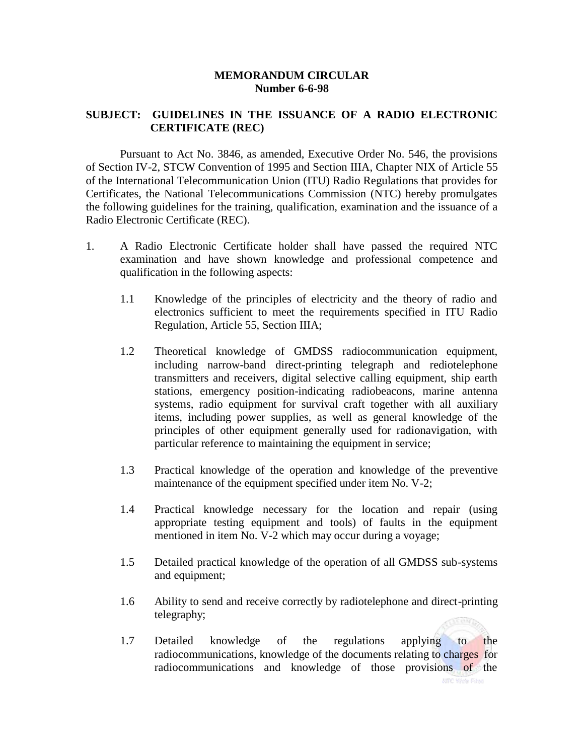**MEMORANDUM CIRCULAR**
**Number 6-6-98**

**SUBJECT: GUIDELINES IN THE ISSUANCE OF A RADIO ELECTRONIC CERTIFICATE (REC)**

Pursuant to Act No. 3846, as amended, Executive Order No. 546, the provisions of Section IV-2, STCW Convention of 1995 and Section IIIA, Chapter NIX of Article 55 of the International Telecommunication Union (ITU) Radio Regulations that provides for Certificates, the National Telecommunications Commission (NTC) hereby promulgates the following guidelines for the training, qualification, examination and the issuance of a Radio Electronic Certificate (REC).

1. A Radio Electronic Certificate holder shall have passed the required NTC examination and have shown knowledge and professional competence and qualification in the following aspects:

   1.1 Knowledge of the principles of electricity and the theory of radio and electronics sufficient to meet the requirements specified in ITU Radio Regulation, Article 55, Section IIIA;

   1.2 Theoretical knowledge of GMDSS radiocommunication equipment, including narrow-band direct-printing telegraph and rediotelephone transmitters and receivers, digital selective calling equipment, ship earth stations, emergency position-indicating radiobeacons, marine antenna systems, radio equipment for survival craft together with all auxiliary items, including power supplies, as well as general knowledge of the principles of other equipment generally used for radionavigation, with particular reference to maintaining the equipment in service;

   1.3 Practical knowledge of the operation and knowledge of the preventive maintenance of the equipment specified under item No. V-2;

   1.4 Practical knowledge necessary for the location and repair (using appropriate testing equipment and tools) of faults in the equipment mentioned in item No. V-2 which may occur during a voyage;

   1.5 Detailed practical knowledge of the operation of all GMDSS sub-systems and equipment;

   1.6 Ability to send and receive correctly by radiotelephone and direct-printing telegraphy;

   1.7 Detailed knowledge of the regulations applying to the radiocommunications, knowledge of the documents relating to charges for radiocommunications and knowledge of those provisions of the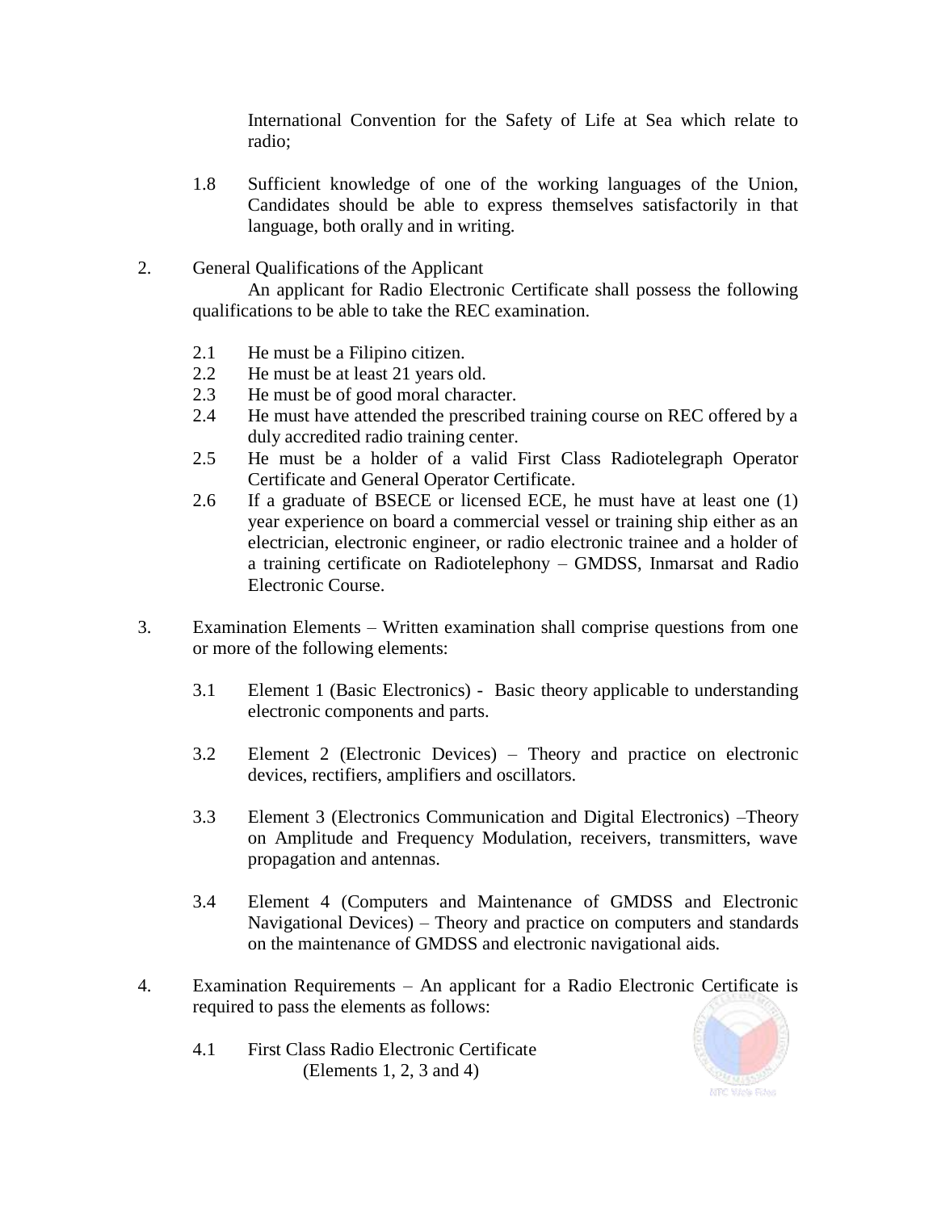International Convention for the Safety of Life at Sea which relate to radio;

1.8 Sufficient knowledge of one of the working languages of the Union, Candidates should be able to express themselves satisfactorily in that language, both orally and in writing.

2. General Qualifications of the Applicant

An applicant for Radio Electronic Certificate shall possess the following qualifications to be able to take the REC examination.

2.1 He must be a Filipino citizen.
2.2 He must be at least 21 years old.
2.3 He must be of good moral character.
2.4 He must have attended the prescribed training course on REC offered by a duly accredited radio training center.
2.5 He must be a holder of a valid First Class Radiotelegraph Operator Certificate and General Operator Certificate.
2.6 If a graduate of BSECE or licensed ECE, he must have at least one (1) year experience on board a commercial vessel or training ship either as an electrician, electronic engineer, or radio electronic trainee and a holder of a training certificate on Radiotelephony – GMDSS, Inmarsat and Radio Electronic Course.

3. Examination Elements – Written examination shall comprise questions from one or more of the following elements:

3.1 Element 1 (Basic Electronics) - Basic theory applicable to understanding electronic components and parts.

3.2 Element 2 (Electronic Devices) – Theory and practice on electronic devices, rectifiers, amplifiers and oscillators.

3.3 Element 3 (Electronics Communication and Digital Electronics) –Theory on Amplitude and Frequency Modulation, receivers, transmitters, wave propagation and antennas.

3.4 Element 4 (Computers and Maintenance of GMDSS and Electronic Navigational Devices) – Theory and practice on computers and standards on the maintenance of GMDSS and electronic navigational aids.

4. Examination Requirements – An applicant for a Radio Electronic Certificate is required to pass the elements as follows:

4.1 First Class Radio Electronic Certificate
(Elements 1, 2, 3 and 4)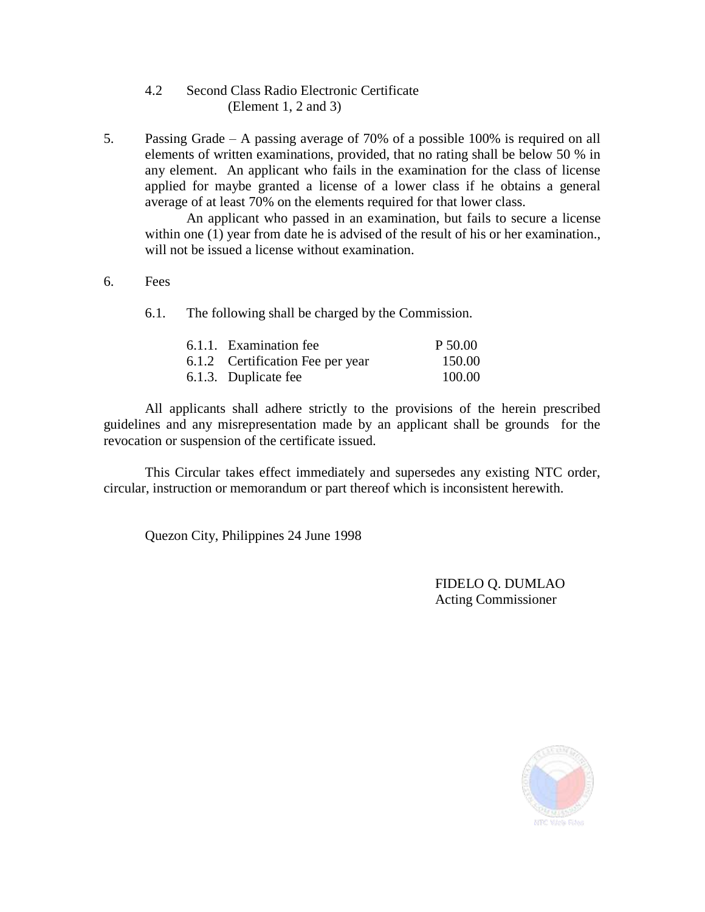4.2 Second Class Radio Electronic Certificate
(Element 1, 2 and 3)

5. Passing Grade – A passing average of 70% of a possible 100% is required on all elements of written examinations, provided, that no rating shall be below 50 % in any element. An applicant who fails in the examination for the class of license applied for maybe granted a license of a lower class if he obtains a general average of at least 70% on the elements required for that lower class.

   An applicant who passed in an examination, but fails to secure a license within one (1) year from date he is advised of the result of his or her examination., will not be issued a license without examination.

6. Fees

   6.1. The following shall be charged by the Commission.

| | | |
|---|---|---|
| 6.1.1. | Examination fee | P 50.00 |
| 6.1.2 | Certification Fee per year | 150.00 |
| 6.1.3. | Duplicate fee | 100.00 |

All applicants shall adhere strictly to the provisions of the herein prescribed guidelines and any misrepresentation made by an applicant shall be grounds for the revocation or suspension of the certificate issued.

This Circular takes effect immediately and supersedes any existing NTC order, circular, instruction or memorandum or part thereof which is inconsistent herewith.

Quezon City, Philippines 24 June 1998

FIDELO Q. DUMLAO
Acting Commissioner